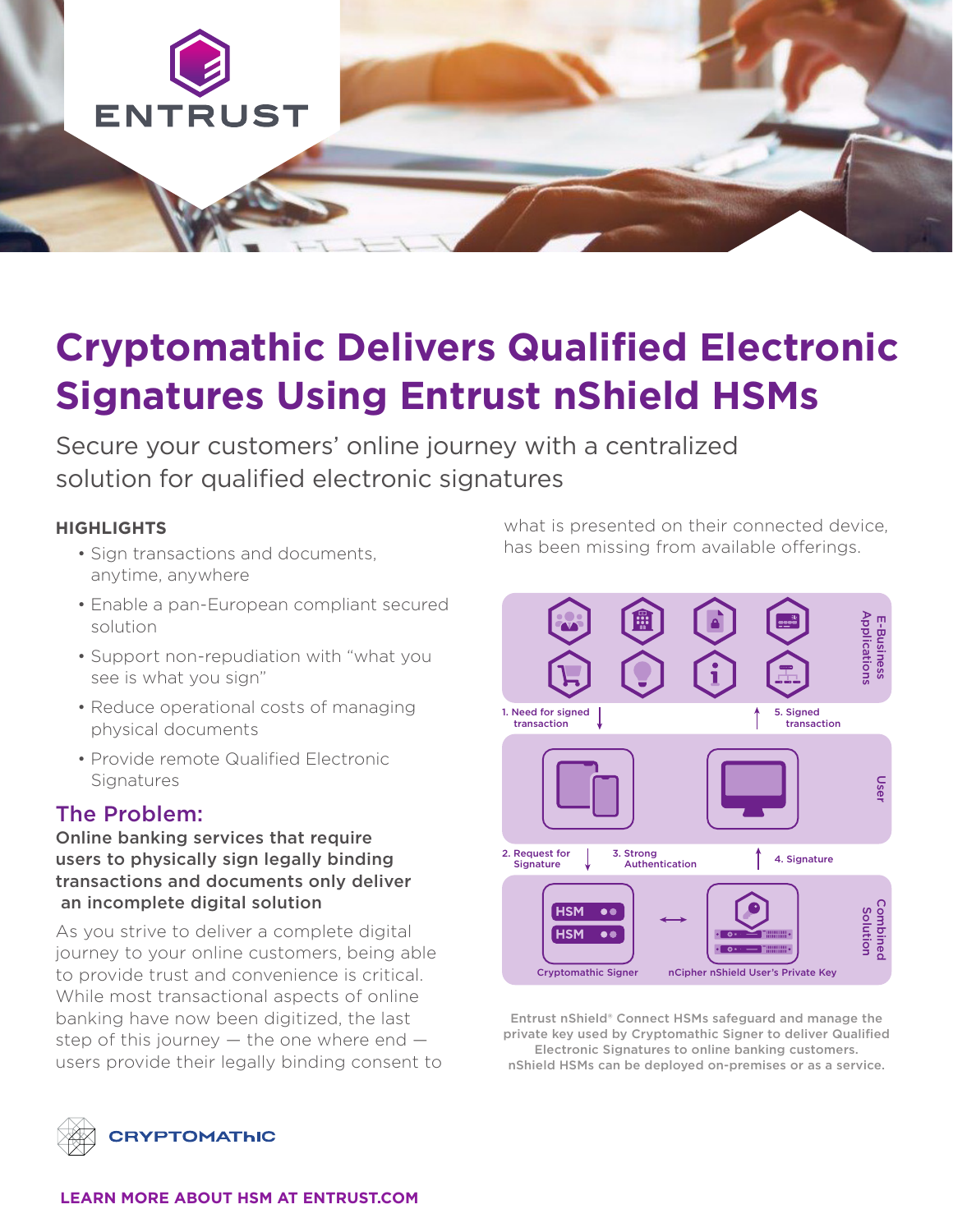# Cryptomathic Delivers Qualified Electronic Signatures Using Entrust nShield HSMs

Secure your customers' online journey with a centralized solution for qualified electronic signatures

## HIGHLIGHTS

- Sign transactions and documents, anytime, anywhere
- Enable a pan-European compliant secured solution
- Support non-repudiation with "what you see is what you sign"
- Reduce operational costs of managing physical documents
- Provide remote Qualified Electronic Signatures

## The Problem:

**Online banking services that require users to physically sign legally binding transactions and documents only deliver an incomplete digital solution**

As you strive to deliver a complete digital journey to your online customers, being able to provide trust and convenience is critical. While most transactional aspects of online banking have now been digitized, the last step of this journey — the one where end — users provide their legally binding consent to what is presented on their connected device, has been missing from available offerings.

E-Business Applications

1. Need for signed transaction

5. Signed transaction

User

2. Request for Signature

3. Strong Authentication

4. Signature

Combined Solution

HSM

HSM

Cryptomathic Signer

nCipher nShield User's Private Key

Entrust nShield® Connect HSMs safeguard and manage the private key used by Cryptomathic Signer to deliver Qualified Electronic Signatures to online banking customers. nShield HSMs can be deployed on-premises or as a service.

**LEARN MORE ABOUT HSM AT ENTRUST.COM**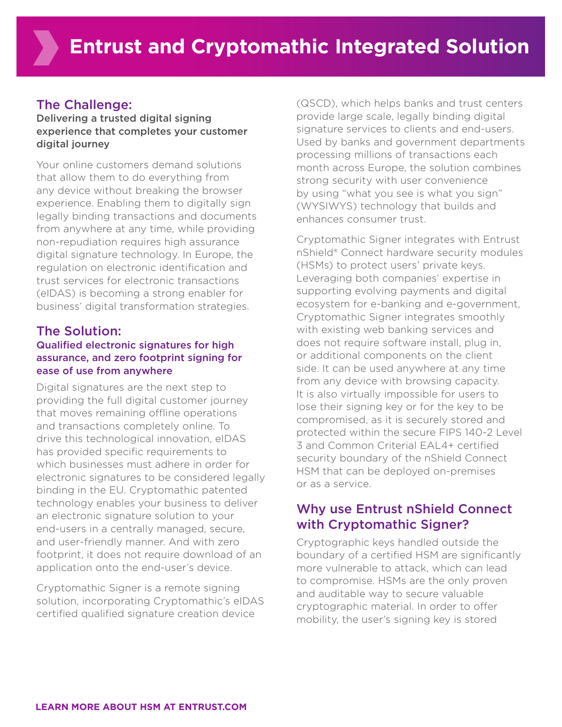# Entrust and Cryptomathic Integrated Solution

## The Challenge:

**Delivering a trusted digital signing experience that completes your customer digital journey**

Your online customers demand solutions that allow them to do everything from any device without breaking the browser experience. Enabling them to digitally sign legally binding transactions and documents from anywhere at any time, while providing non-repudiation requires high assurance digital signature technology. In Europe, the regulation on electronic identification and trust services for electronic transactions (eIDAS) is becoming a strong enabler for business' digital transformation strategies.

## The Solution:

**Qualified electronic signatures for high assurance, and zero footprint signing for ease of use from anywhere**

Digital signatures are the next step to providing the full digital customer journey that moves remaining offline operations and transactions completely online. To drive this technological innovation, eIDAS has provided specific requirements to which businesses must adhere in order for electronic signatures to be considered legally binding in the EU. Cryptomathic patented technology enables your business to deliver an electronic signature solution to your end-users in a centrally managed, secure, and user-friendly manner. And with zero footprint, it does not require download of an application onto the end-user's device.

Cryptomathic Signer is a remote signing solution, incorporating Cryptomathic's eIDAS certified qualified signature creation device (QSCD), which helps banks and trust centers provide large scale, legally binding digital signature services to clients and end-users. Used by banks and government departments processing millions of transactions each month across Europe, the solution combines strong security with user convenience by using "what you see is what you sign" (WYSIWYS) technology that builds and enhances consumer trust.

Cryptomathic Signer integrates with Entrust nShield® Connect hardware security modules (HSMs) to protect users' private keys. Leveraging both companies' expertise in supporting evolving payments and digital ecosystem for e-banking and e-government, Cryptomathic Signer integrates smoothly with existing web banking services and does not require software install, plug in, or additional components on the client side. It can be used anywhere at any time from any device with browsing capacity. It is also virtually impossible for users to lose their signing key or for the key to be compromised, as it is securely stored and protected within the secure FIPS 140-2 Level 3 and Common Criterial EAL4+ certified security boundary of the nShield Connect HSM that can be deployed on-premises or as a service.

## Why use Entrust nShield Connect with Cryptomathic Signer?

Cryptographic keys handled outside the boundary of a certified HSM are significantly more vulnerable to attack, which can lead to compromise. HSMs are the only proven and auditable way to secure valuable cryptographic material. In order to offer mobility, the user's signing key is stored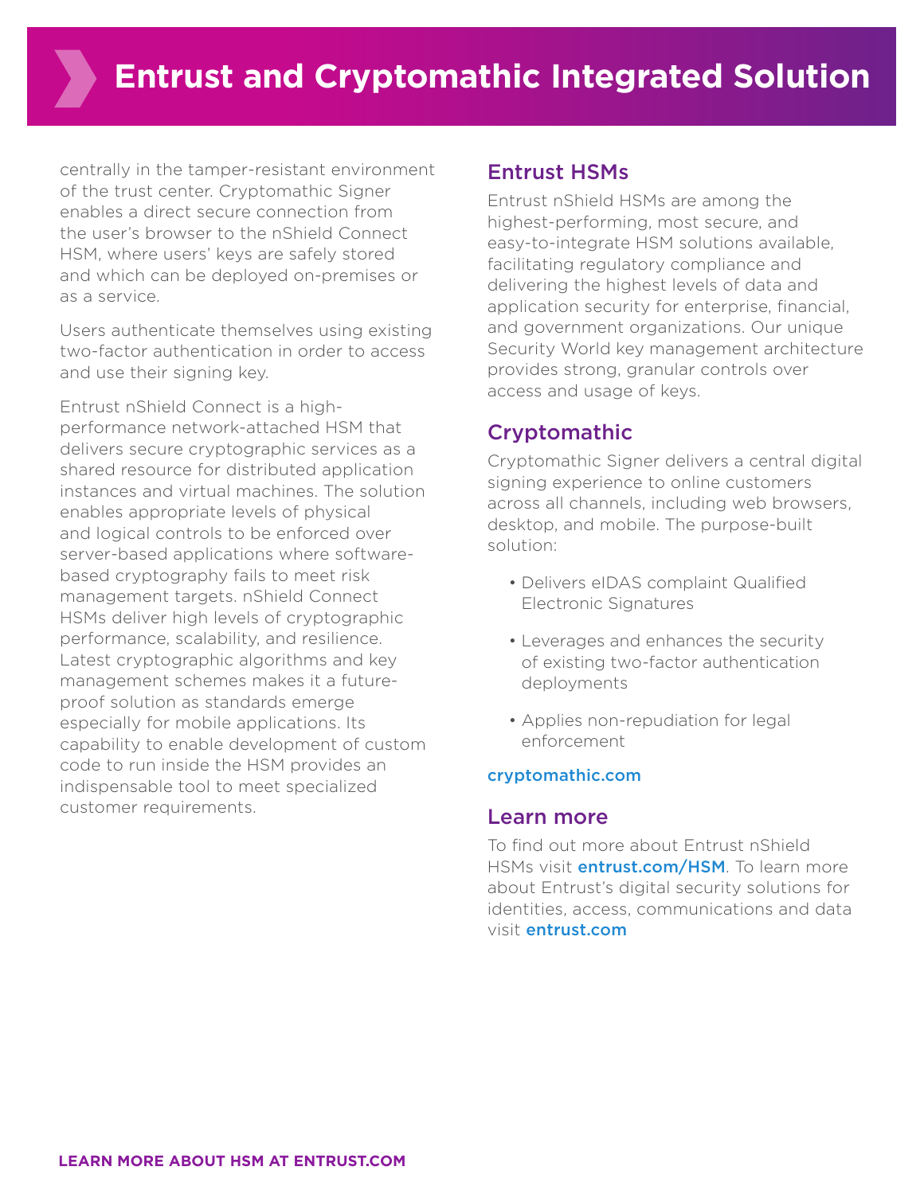centrally in the tamper-resistant environment of the trust center. Cryptomathic Signer enables a direct secure connection from the user's browser to the nShield Connect HSM, where users' keys are safely stored and which can be deployed on-premises or as a service.

Users authenticate themselves using existing two-factor authentication in order to access and use their signing key.

Entrust nShield Connect is a high-performance network-attached HSM that delivers secure cryptographic services as a shared resource for distributed application instances and virtual machines. The solution enables appropriate levels of physical and logical controls to be enforced over server-based applications where software-based cryptography fails to meet risk management targets. nShield Connect HSMs deliver high levels of cryptographic performance, scalability, and resilience. Latest cryptographic algorithms and key management schemes makes it a future-proof solution as standards emerge especially for mobile applications. Its capability to enable development of custom code to run inside the HSM provides an indispensable tool to meet specialized customer requirements.

## Entrust HSMs

Entrust nShield HSMs are among the highest-performing, most secure, and easy-to-integrate HSM solutions available, facilitating regulatory compliance and delivering the highest levels of data and application security for enterprise, financial, and government organizations. Our unique Security World key management architecture provides strong, granular controls over access and usage of keys.

## Cryptomathic

Cryptomathic Signer delivers a central digital signing experience to online customers across all channels, including web browsers, desktop, and mobile. The purpose-built solution:

- Delivers eIDAS complaint Qualified Electronic Signatures
- Leverages and enhances the security of existing two-factor authentication deployments
- Applies non-repudiation for legal enforcement

cryptomathic.com

## Learn more

To find out more about Entrust nShield HSMs visit **entrust.com/HSM**. To learn more about Entrust's digital security solutions for identities, access, communications and data visit **entrust.com**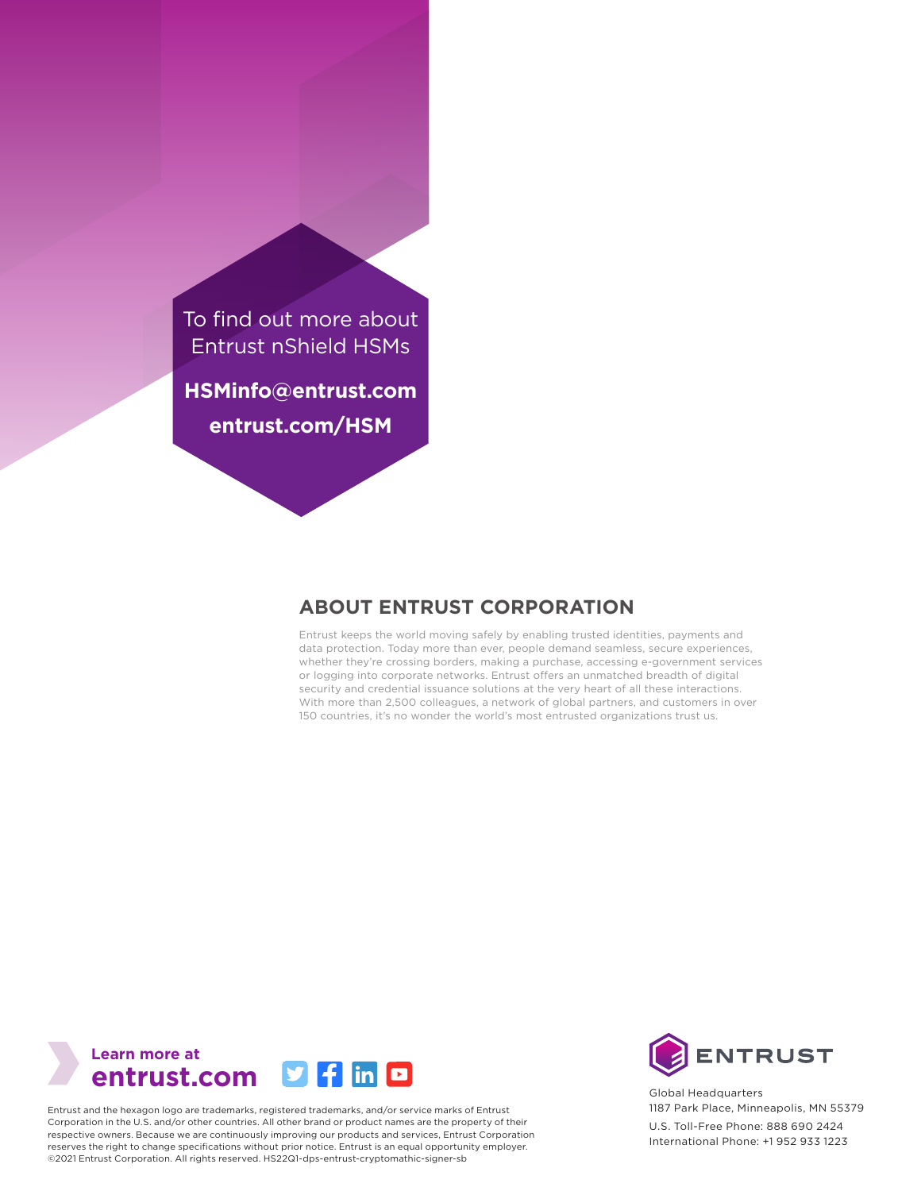To find out more about Entrust nShield HSMs

**HSMinfo@entrust.com**

**entrust.com/HSM**

## ABOUT ENTRUST CORPORATION

Entrust keeps the world moving safely by enabling trusted identities, payments and data protection. Today more than ever, people demand seamless, secure experiences, whether they're crossing borders, making a purchase, accessing e-government services or logging into corporate networks. Entrust offers an unmatched breadth of digital security and credential issuance solutions at the very heart of all these interactions. With more than 2,500 colleagues, a network of global partners, and customers in over 150 countries, it's no wonder the world's most entrusted organizations trust us.

**Learn more at**
**entrust.com**

Entrust and the hexagon logo are trademarks, registered trademarks, and/or service marks of Entrust Corporation in the U.S. and/or other countries. All other brand or product names are the property of their respective owners. Because we are continuously improving our products and services, Entrust Corporation reserves the right to change specifications without prior notice. Entrust is an equal opportunity employer. ©2021 Entrust Corporation. All rights reserved. HS22Q1-dps-entrust-cryptomathic-signer-sb

ENTRUST

Global Headquarters
1187 Park Place, Minneapolis, MN 55379

U.S. Toll-Free Phone: 888 690 2424
International Phone: +1 952 933 1223